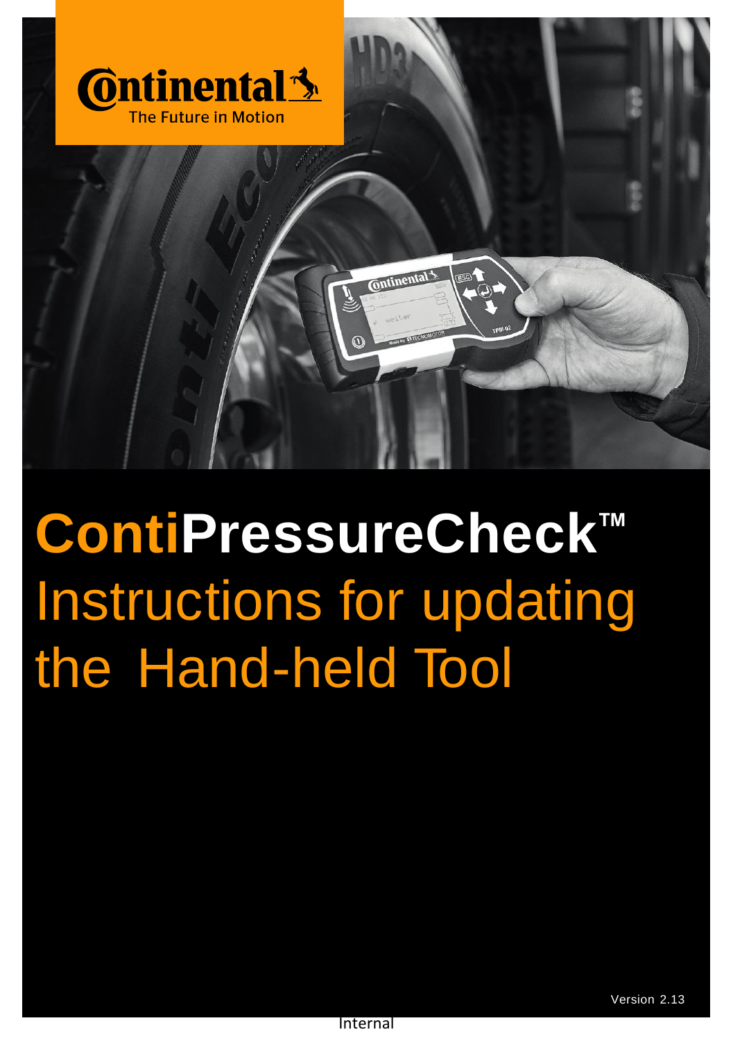# ContiPressureCheck™

## Instructions for updating the Hand-held Tool

Version 2.13

Internal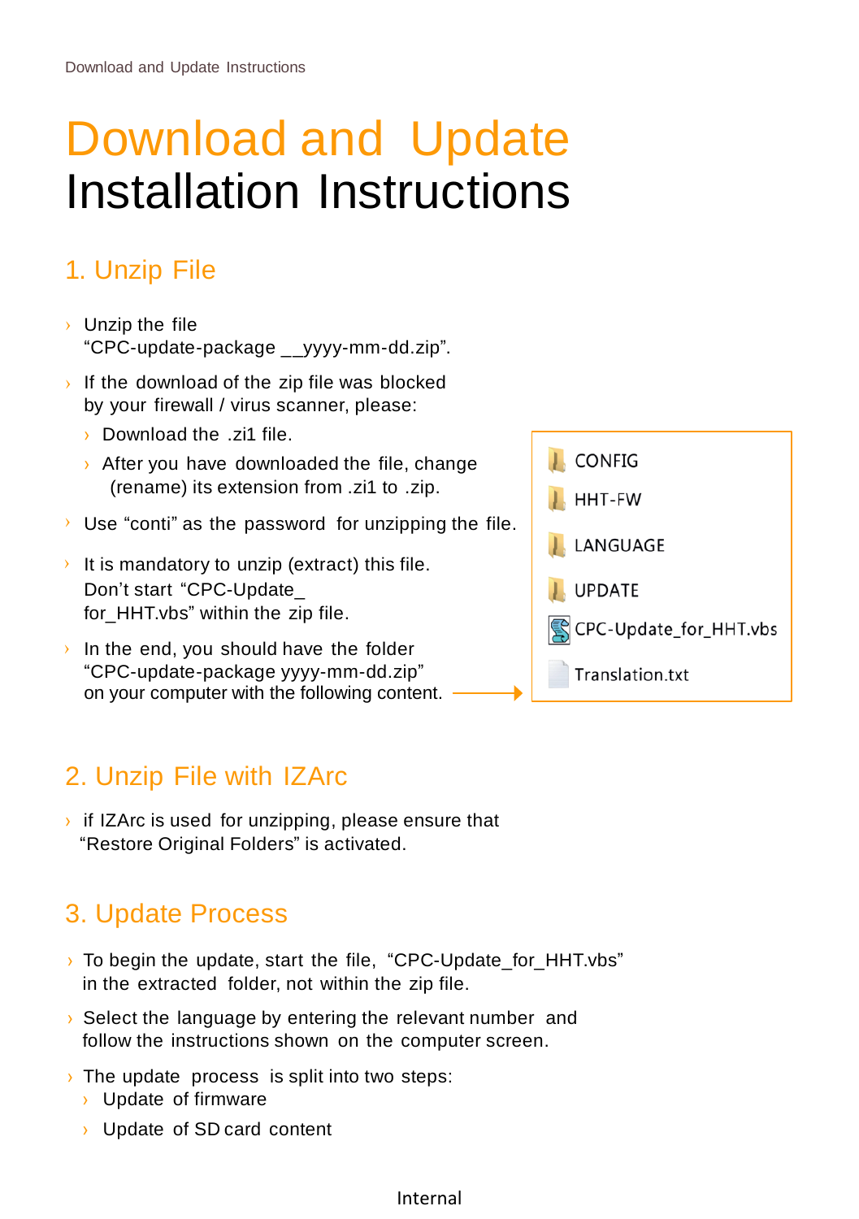# Download and Update Installation Instructions

## 1. Unzip File

- Unzip the file "CPC-update-package __yyyy-mm-dd.zip".
- If the download of the zip file was blocked by your firewall / virus scanner, please:
  - Download the .zi1 file.
  - After you have downloaded the file, change (rename) its extension from .zi1 to .zip.
- Use "conti" as the password for unzipping the file.
- It is mandatory to unzip (extract) this file. Don't start "CPC-Update_for_HHT.vbs" within the zip file.
- In the end, you should have the folder "CPC-update-package yyyy-mm-dd.zip" on your computer with the following content.

CONFIG
HHT-FW
LANGUAGE
UPDATE
CPC-Update_for_HHT.vbs
Translation.txt

## 2. Unzip File with IZArc

- if IZArc is used for unzipping, please ensure that "Restore Original Folders" is activated.

## 3. Update Process

- To begin the update, start the file, "CPC-Update_for_HHT.vbs" in the extracted folder, not within the zip file.
- Select the language by entering the relevant number and follow the instructions shown on the computer screen.
- The update process is split into two steps:
  - Update of firmware
  - Update of SD card content

Internal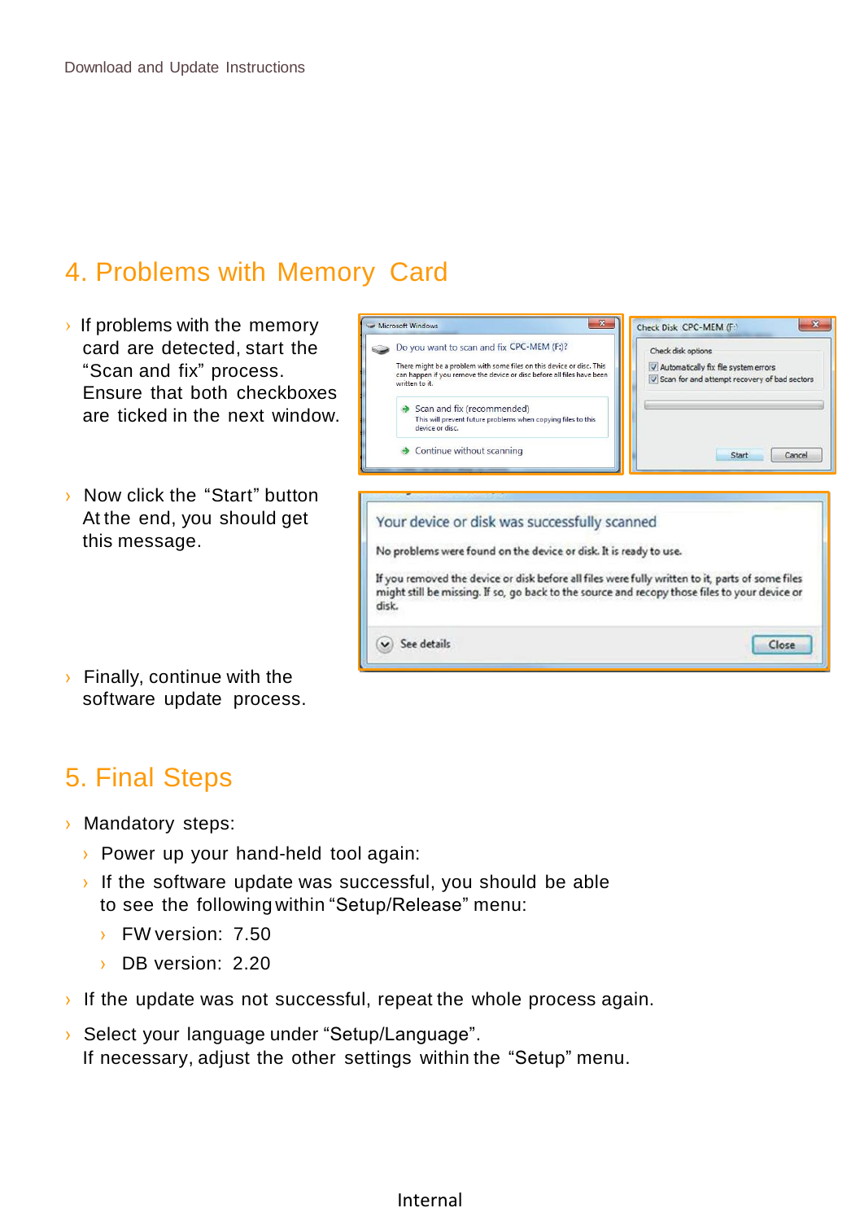## 4. Problems with Memory Card

- If problems with the memory card are detected, start the "Scan and fix" process. Ensure that both checkboxes are ticked in the next window.
- Now click the "Start" button At the end, you should get this message.
- Finally, continue with the software update process.

## 5. Final Steps

- Mandatory steps:
  - Power up your hand-held tool again:
  - If the software update was successful, you should be able to see the following within "Setup/Release" menu:
    - FW version: 7.50
    - DB version: 2.20
- If the update was not successful, repeat the whole process again.
- Select your language under "Setup/Language". If necessary, adjust the other settings within the "Setup" menu.

Internal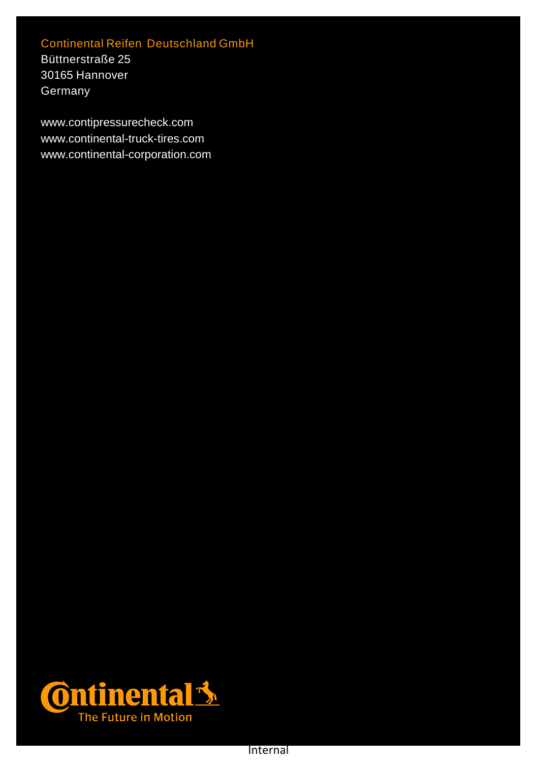Continental Reifen Deutschland GmbH
Büttnerstraße 25
30165 Hannover
Germany

www.contipressurecheck.com
www.continental-truck-tires.com
www.continental-corporation.com

Continental
The Future in Motion

Internal